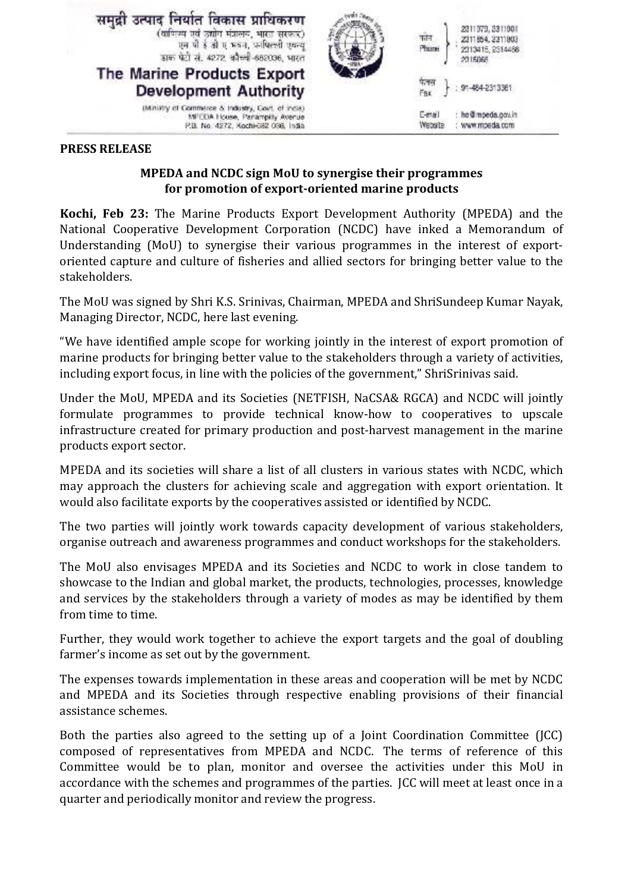समुद्री उत्पाद निर्यात विकास प्राधिकरण
(वाणिज्य एवं उद्योग मंत्रालय, भारत सरकार)
एम पी ई डी ए भवन, पनंपिल्ली एवन्यू
डाक पेटी सं. 4272, कोच्ची-682036, भारत

# The Marine Products Export Development Authority

(Ministry of Commerce & Industry, Govt. of India)
MPEDA House, Panampilly Avenue
P.B. No. 4272, Kochi-682 036, India

फोन / Phone : 2311979, 2311901, 2311854, 2311803, 2313415, 2314468, 2315065
फैक्स / Fax : 91-484-2313361
E-mail : ho@mpeda.gov.in
Website : www.mpeda.com

**PRESS RELEASE**

**MPEDA and NCDC sign MoU to synergise their programmes for promotion of export-oriented marine products**

**Kochi, Feb 23:** The Marine Products Export Development Authority (MPEDA) and the National Cooperative Development Corporation (NCDC) have inked a Memorandum of Understanding (MoU) to synergise their various programmes in the interest of export-oriented capture and culture of fisheries and allied sectors for bringing better value to the stakeholders.

The MoU was signed by Shri K.S. Srinivas, Chairman, MPEDA and ShriSundeep Kumar Nayak, Managing Director, NCDC, here last evening.

"We have identified ample scope for working jointly in the interest of export promotion of marine products for bringing better value to the stakeholders through a variety of activities, including export focus, in line with the policies of the government," ShriSrinivas said.

Under the MoU, MPEDA and its Societies (NETFISH, NaCSA& RGCA) and NCDC will jointly formulate programmes to provide technical know-how to cooperatives to upscale infrastructure created for primary production and post-harvest management in the marine products export sector.

MPEDA and its societies will share a list of all clusters in various states with NCDC, which may approach the clusters for achieving scale and aggregation with export orientation. It would also facilitate exports by the cooperatives assisted or identified by NCDC.

The two parties will jointly work towards capacity development of various stakeholders, organise outreach and awareness programmes and conduct workshops for the stakeholders.

The MoU also envisages MPEDA and its Societies and NCDC to work in close tandem to showcase to the Indian and global market, the products, technologies, processes, knowledge and services by the stakeholders through a variety of modes as may be identified by them from time to time.

Further, they would work together to achieve the export targets and the goal of doubling farmer's income as set out by the government.

The expenses towards implementation in these areas and cooperation will be met by NCDC and MPEDA and its Societies through respective enabling provisions of their financial assistance schemes.

Both the parties also agreed to the setting up of a Joint Coordination Committee (JCC) composed of representatives from MPEDA and NCDC. The terms of reference of this Committee would be to plan, monitor and oversee the activities under this MoU in accordance with the schemes and programmes of the parties. JCC will meet at least once in a quarter and periodically monitor and review the progress.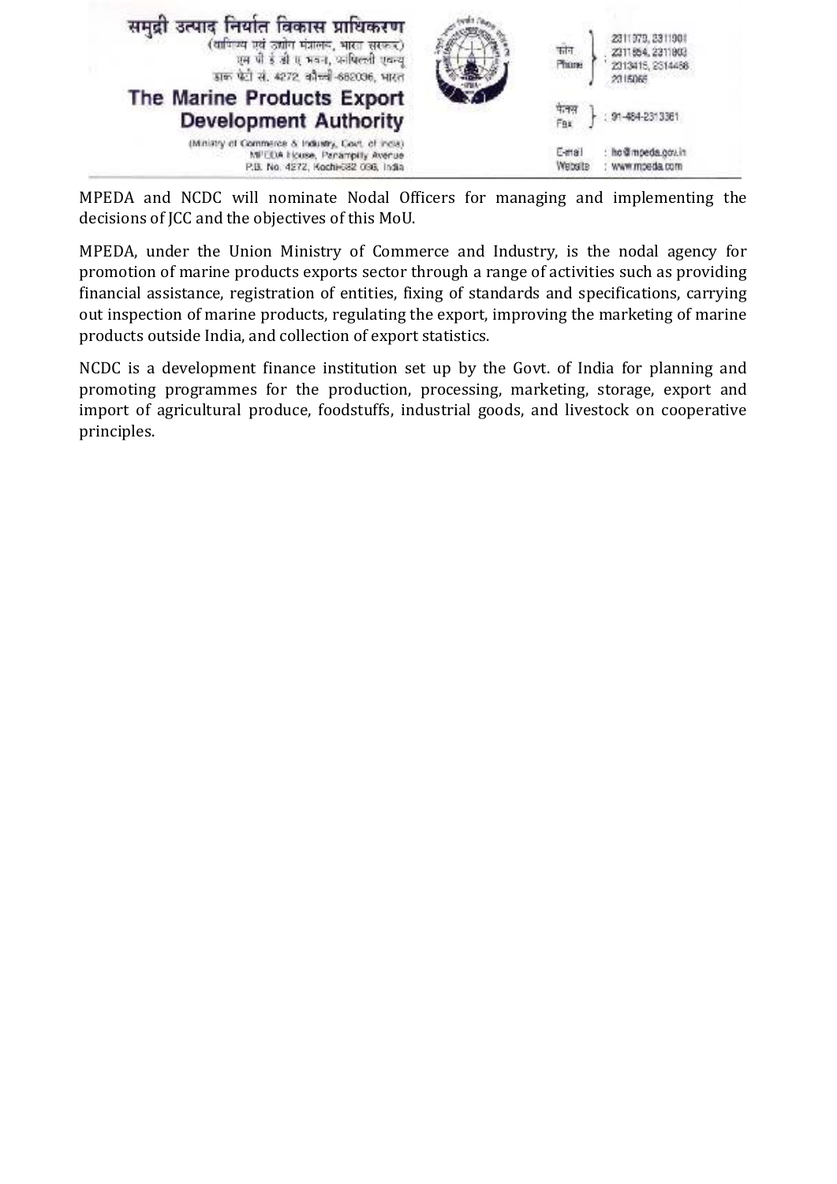MPEDA and NCDC will nominate Nodal Officers for managing and implementing the decisions of JCC and the objectives of this MoU.

MPEDA, under the Union Ministry of Commerce and Industry, is the nodal agency for promotion of marine products exports sector through a range of activities such as providing financial assistance, registration of entities, fixing of standards and specifications, carrying out inspection of marine products, regulating the export, improving the marketing of marine products outside India, and collection of export statistics.

NCDC is a development finance institution set up by the Govt. of India for planning and promoting programmes for the production, processing, marketing, storage, export and import of agricultural produce, foodstuffs, industrial goods, and livestock on cooperative principles.